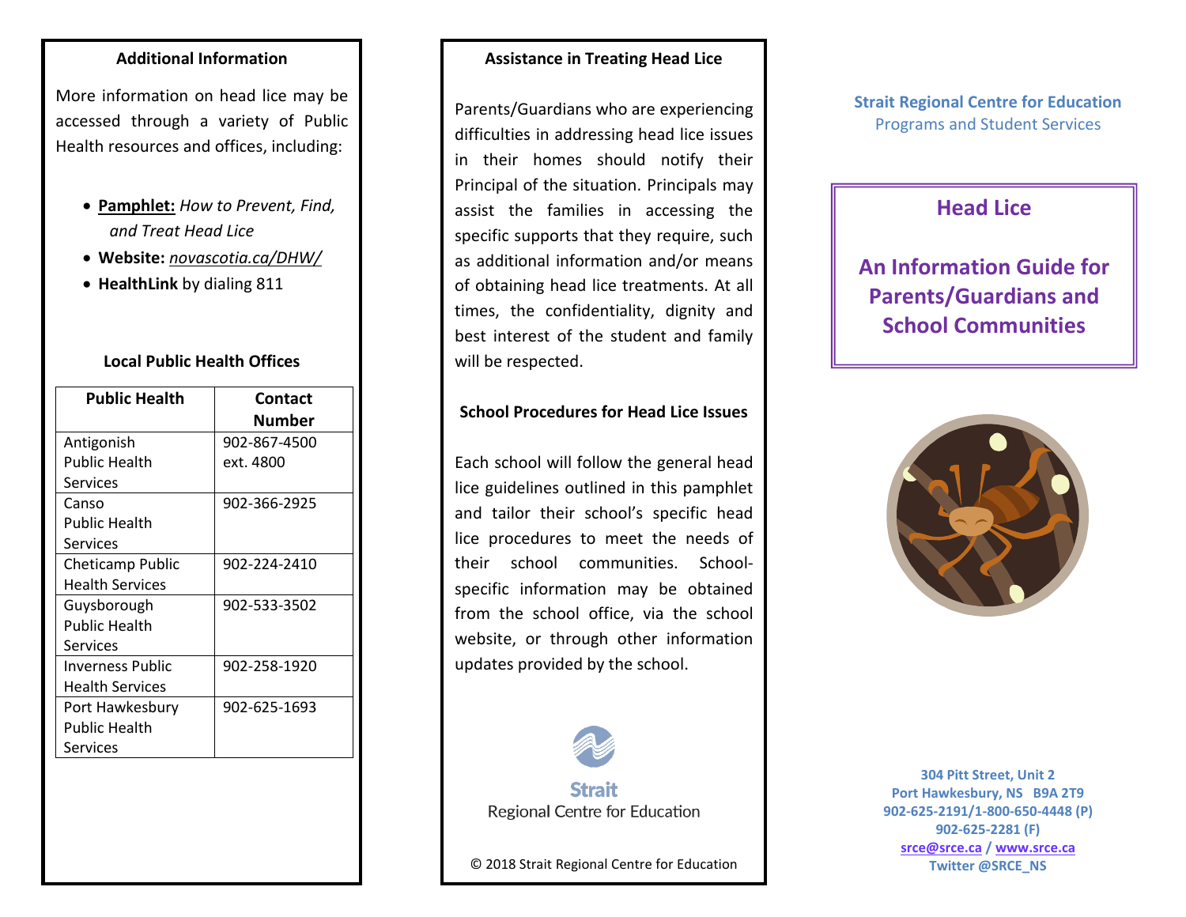### Additional Information

More information on head lice may be accessed through a variety of Public Health resources and offices, including:

- **Pamphlet:** *How to Prevent, Find, and Treat Head Lice*
- **Website:** *novascotia.ca/DHW/*
- **HealthLink** by dialing 811

### Local Public Health Offices

| Public Health | Contact Number |
| --- | --- |
| Antigonish Public Health Services | 902-867-4500 ext. 4800 |
| Canso Public Health Services | 902-366-2925 |
| Cheticamp Public Health Services | 902-224-2410 |
| Guysborough Public Health Services | 902-533-3502 |
| Inverness Public Health Services | 902-258-1920 |
| Port Hawkesbury Public Health Services | 902-625-1693 |

### Assistance in Treating Head Lice

Parents/Guardians who are experiencing difficulties in addressing head lice issues in their homes should notify their Principal of the situation. Principals may assist the families in accessing the specific supports that they require, such as additional information and/or means of obtaining head lice treatments. At all times, the confidentiality, dignity and best interest of the student and family will be respected.

### School Procedures for Head Lice Issues

Each school will follow the general head lice guidelines outlined in this pamphlet and tailor their school's specific head lice procedures to meet the needs of their school communities. School-specific information may be obtained from the school office, via the school website, or through other information updates provided by the school.

Strait Regional Centre for Education

© 2018 Strait Regional Centre for Education

**Strait Regional Centre for Education**
Programs and Student Services

# Head Lice

# An Information Guide for Parents/Guardians and School Communities

**304 Pitt Street, Unit 2**
**Port Hawkesbury, NS B9A 2T9**
**902-625-2191/1-800-650-4448 (P)**
**902-625-2281 (F)**
**srce@srce.ca / www.srce.ca**
**Twitter @SRCE_NS**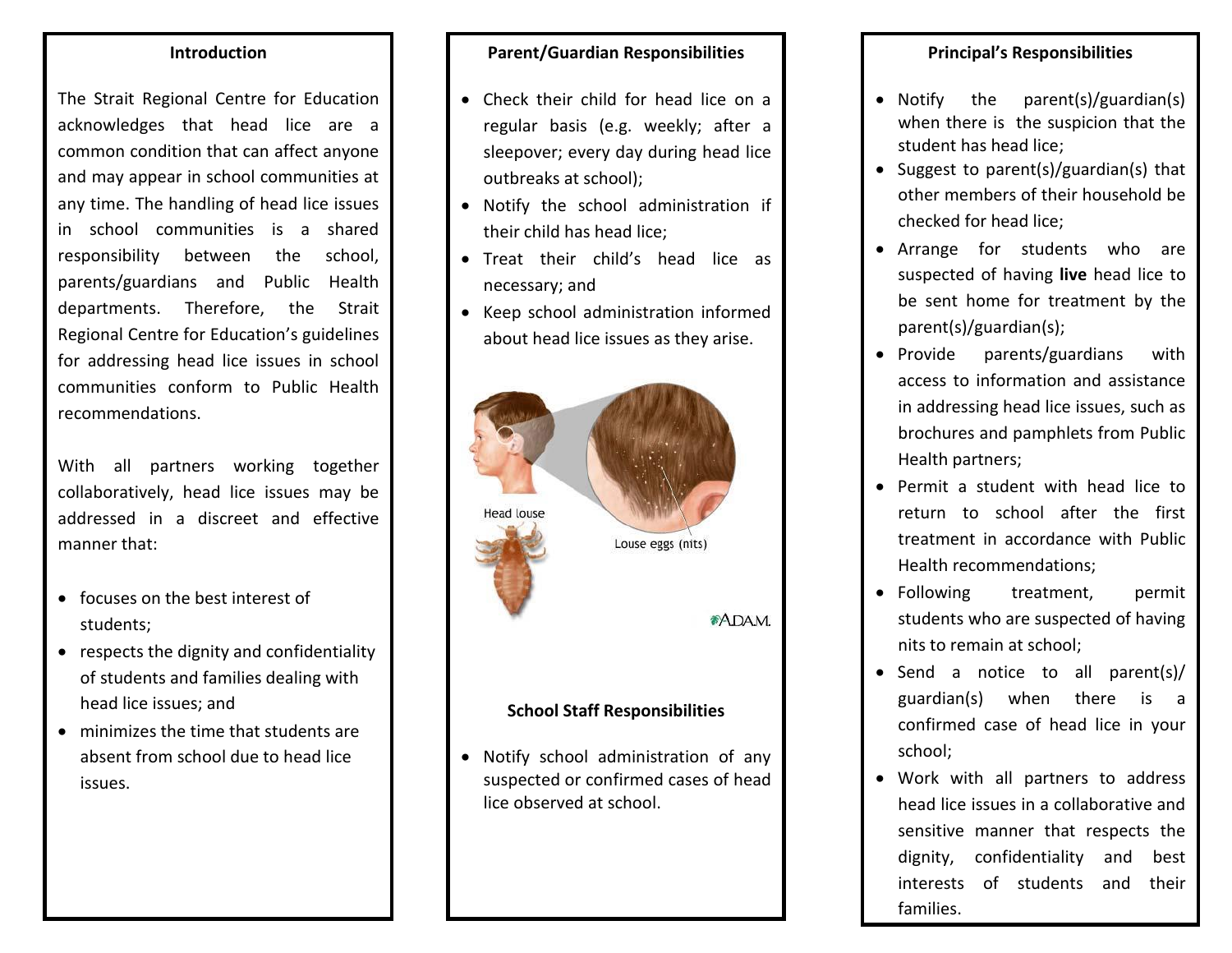## Introduction

The Strait Regional Centre for Education acknowledges that head lice are a common condition that can affect anyone and may appear in school communities at any time. The handling of head lice issues in school communities is a shared responsibility between the school, parents/guardians and Public Health departments. Therefore, the Strait Regional Centre for Education's guidelines for addressing head lice issues in school communities conform to Public Health recommendations.

With all partners working together collaboratively, head lice issues may be addressed in a discreet and effective manner that:

- focuses on the best interest of students;
- respects the dignity and confidentiality of students and families dealing with head lice issues; and
- minimizes the time that students are absent from school due to head lice issues.

## Parent/Guardian Responsibilities

- Check their child for head lice on a regular basis (e.g. weekly; after a sleepover; every day during head lice outbreaks at school);
- Notify the school administration if their child has head lice;
- Treat their child's head lice as necessary; and
- Keep school administration informed about head lice issues as they arise.

Head louse

Louse eggs (nits)

ADAM.

## School Staff Responsibilities

- Notify school administration of any suspected or confirmed cases of head lice observed at school.

## Principal's Responsibilities

- Notify the parent(s)/guardian(s) when there is the suspicion that the student has head lice;
- Suggest to parent(s)/guardian(s) that other members of their household be checked for head lice;
- Arrange for students who are suspected of having **live** head lice to be sent home for treatment by the parent(s)/guardian(s);
- Provide parents/guardians with access to information and assistance in addressing head lice issues, such as brochures and pamphlets from Public Health partners;
- Permit a student with head lice to return to school after the first treatment in accordance with Public Health recommendations;
- Following treatment, permit students who are suspected of having nits to remain at school;
- Send a notice to all parent(s)/ guardian(s) when there is a confirmed case of head lice in your school;
- Work with all partners to address head lice issues in a collaborative and sensitive manner that respects the dignity, confidentiality and best interests of students and their families.